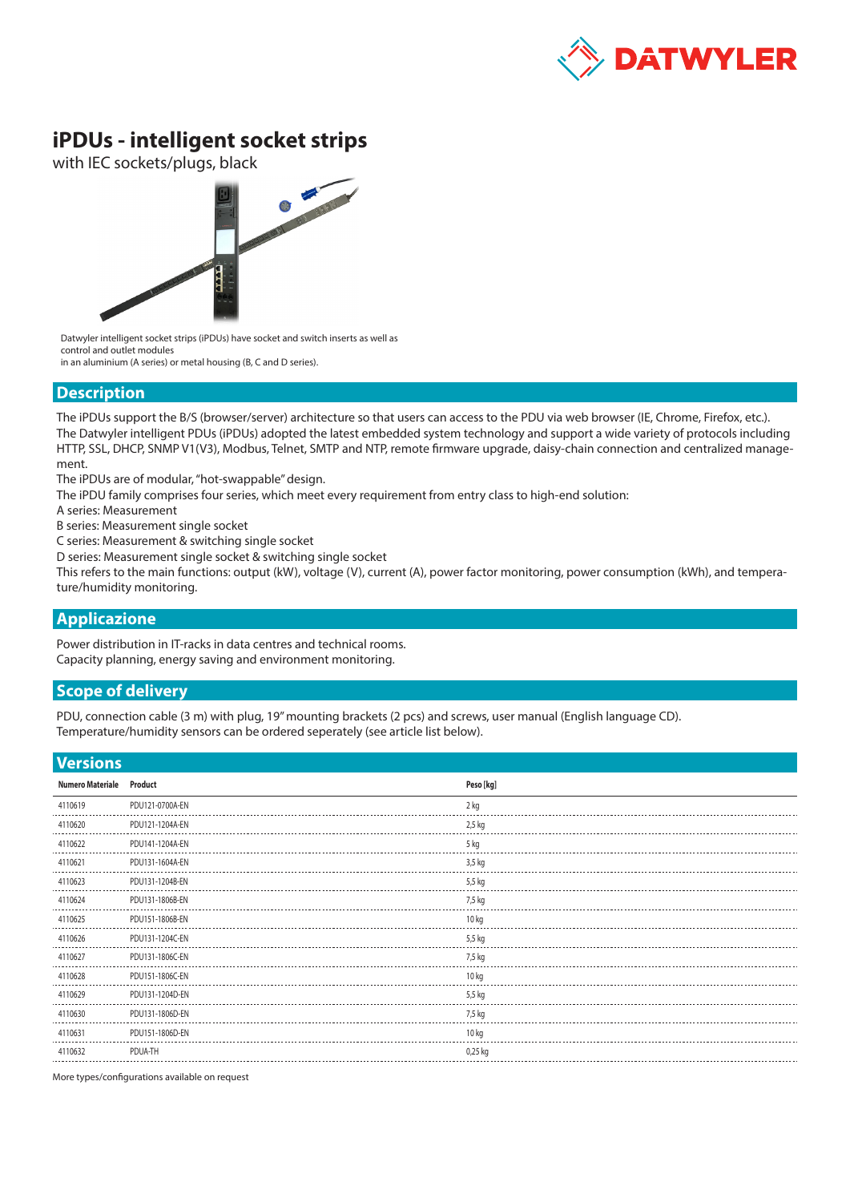# iPDUs - intelligent socket strips

with IEC sockets/plugs, black

Datwyler intelligent socket strips (iPDUs) have socket and switch inserts as well as control and outlet modules
in an aluminium (A series) or metal housing (B, C and D series).

## Description

The iPDUs support the B/S (browser/server) architecture so that users can access to the PDU via web browser (IE, Chrome, Firefox, etc.). The Datwyler intelligent PDUs (iPDUs) adopted the latest embedded system technology and support a wide variety of protocols including HTTP, SSL, DHCP, SNMP V1(V3), Modbus, Telnet, SMTP and NTP, remote firmware upgrade, daisy-chain connection and centralized management.

The iPDUs are of modular, "hot-swappable" design.

The iPDU family comprises four series, which meet every requirement from entry class to high-end solution:

A series: Measurement

B series: Measurement single socket

C series: Measurement & switching single socket

D series: Measurement single socket & switching single socket

This refers to the main functions: output (kW), voltage (V), current (A), power factor monitoring, power consumption (kWh), and temperature/humidity monitoring.

## Applicazione

Power distribution in IT-racks in data centres and technical rooms.
Capacity planning, energy saving and environment monitoring.

## Scope of delivery

PDU, connection cable (3 m) with plug, 19" mounting brackets (2 pcs) and screws, user manual (English language CD).
Temperature/humidity sensors can be ordered seperately (see article list below).

## Versions

| Numero Materiale | Product | Peso [kg] |
|---|---|---|
| 4110619 | PDU121-0700A-EN | 2 kg |
| 4110620 | PDU121-1204A-EN | 2,5 kg |
| 4110622 | PDU141-1204A-EN | 5 kg |
| 4110621 | PDU131-1604A-EN | 3,5 kg |
| 4110623 | PDU131-1204B-EN | 5,5 kg |
| 4110624 | PDU131-1806B-EN | 7,5 kg |
| 4110625 | PDU151-1806B-EN | 10 kg |
| 4110626 | PDU131-1204C-EN | 5,5 kg |
| 4110627 | PDU131-1806C-EN | 7,5 kg |
| 4110628 | PDU151-1806C-EN | 10 kg |
| 4110629 | PDU131-1204D-EN | 5,5 kg |
| 4110630 | PDU131-1806D-EN | 7,5 kg |
| 4110631 | PDU151-1806D-EN | 10 kg |
| 4110632 | PDUA-TH | 0,25 kg |

More types/configurations available on request